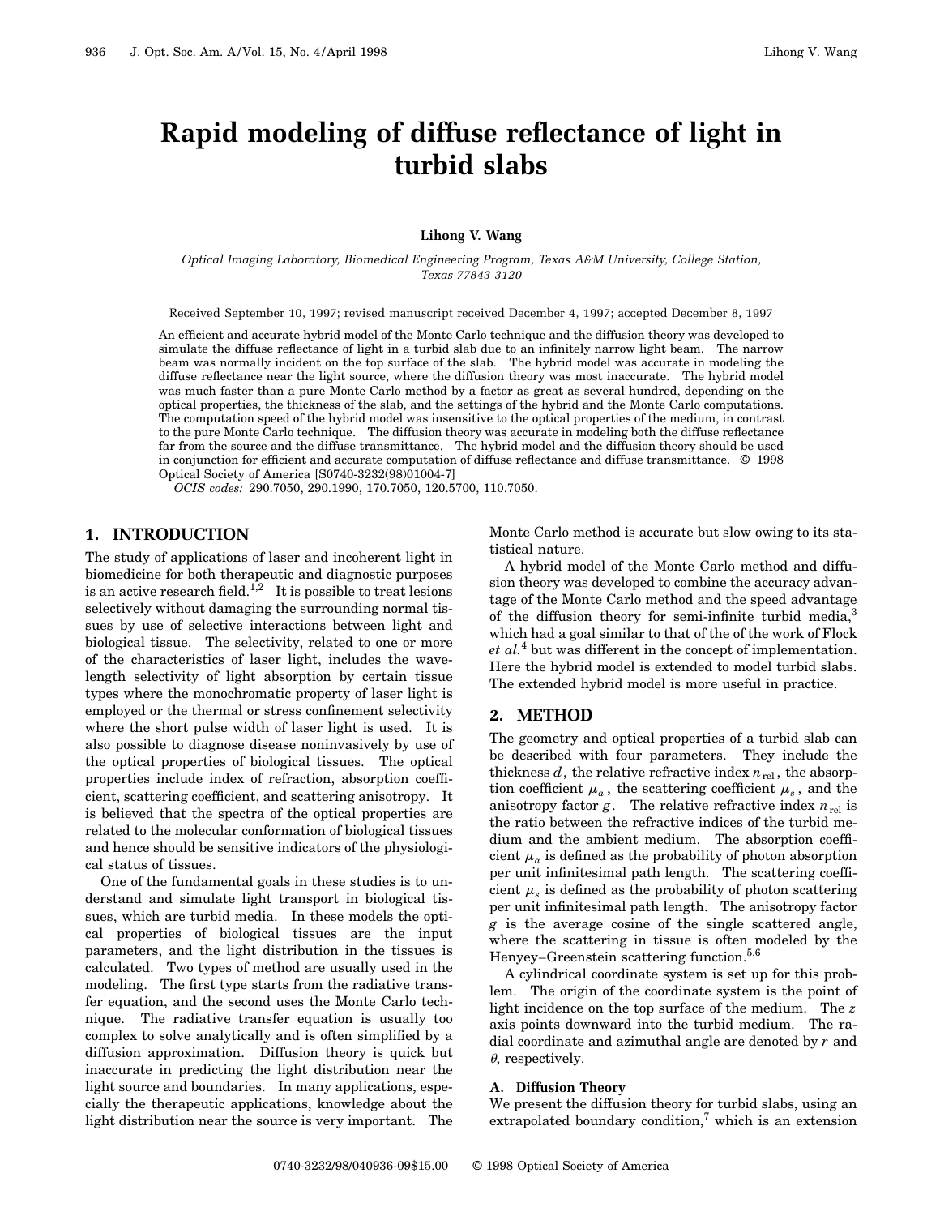# Rapid modeling of diffuse reflectance of light in turbid slabs

**Lihong V. Wang**

*Optical Imaging Laboratory, Biomedical Engineering Program, Texas A&M University, College Station, Texas 77843-3120*

Received September 10, 1997; revised manuscript received December 4, 1997; accepted December 8, 1997

An efficient and accurate hybrid model of the Monte Carlo technique and the diffusion theory was developed to simulate the diffuse reflectance of light in a turbid slab due to an infinitely narrow light beam. The narrow beam was normally incident on the top surface of the slab. The hybrid model was accurate in modeling the diffuse reflectance near the light source, where the diffusion theory was most inaccurate. The hybrid model was much faster than a pure Monte Carlo method by a factor as great as several hundred, depending on the optical properties, the thickness of the slab, and the settings of the hybrid and the Monte Carlo computations. The computation speed of the hybrid model was insensitive to the optical properties of the medium, in contrast to the pure Monte Carlo technique. The diffusion theory was accurate in modeling both the diffuse reflectance far from the source and the diffuse transmittance. The hybrid model and the diffusion theory should be used in conjunction for efficient and accurate computation of diffuse reflectance and diffuse transmittance. © 1998 Optical Society of America [S0740-3232(98)01004-7]

*OCIS codes:* 290.7050, 290.1990, 170.7050, 120.5700, 110.7050.

## 1. INTRODUCTION

The study of applications of laser and incoherent light in biomedicine for both therapeutic and diagnostic purposes is an active research field.[1,2] It is possible to treat lesions selectively without damaging the surrounding normal tissues by use of selective interactions between light and biological tissue. The selectivity, related to one or more of the characteristics of laser light, includes the wavelength selectivity of light absorption by certain tissue types where the monochromatic property of laser light is employed or the thermal or stress confinement selectivity where the short pulse width of laser light is used. It is also possible to diagnose disease noninvasively by use of the optical properties of biological tissues. The optical properties include index of refraction, absorption coefficient, scattering coefficient, and scattering anisotropy. It is believed that the spectra of the optical properties are related to the molecular conformation of biological tissues and hence should be sensitive indicators of the physiological status of tissues.

One of the fundamental goals in these studies is to understand and simulate light transport in biological tissues, which are turbid media. In these models the optical properties of biological tissues are the input parameters, and the light distribution in the tissues is calculated. Two types of method are usually used in the modeling. The first type starts from the radiative transfer equation, and the second uses the Monte Carlo technique. The radiative transfer equation is usually too complex to solve analytically and is often simplified by a diffusion approximation. Diffusion theory is quick but inaccurate in predicting the light distribution near the light source and boundaries. In many applications, especially the therapeutic applications, knowledge about the light distribution near the source is very important. The Monte Carlo method is accurate but slow owing to its statistical nature.

A hybrid model of the Monte Carlo method and diffusion theory was developed to combine the accuracy advantage of the Monte Carlo method and the speed advantage of the diffusion theory for semi-infinite turbid media,[3] which had a goal similar to that of the of the work of Flock *et al.*[4] but was different in the concept of implementation. Here the hybrid model is extended to model turbid slabs. The extended hybrid model is more useful in practice.

## 2. METHOD

The geometry and optical properties of a turbid slab can be described with four parameters. They include the thickness $d$, the relative refractive index $n_{\mathrm{rel}}$, the absorption coefficient $\mu_a$, the scattering coefficient $\mu_s$, and the anisotropy factor $g$. The relative refractive index $n_{\mathrm{rel}}$ is the ratio between the refractive indices of the turbid medium and the ambient medium. The absorption coefficient $\mu_a$ is defined as the probability of photon absorption per unit infinitesimal path length. The scattering coefficient $\mu_s$ is defined as the probability of photon scattering per unit infinitesimal path length. The anisotropy factor $g$ is the average cosine of the single scattered angle, where the scattering in tissue is often modeled by the Henyey–Greenstein scattering function.[5,6]

A cylindrical coordinate system is set up for this problem. The origin of the coordinate system is the point of light incidence on the top surface of the medium. The $z$ axis points downward into the turbid medium. The radial coordinate and azimuthal angle are denoted by $r$ and $\theta$, respectively.

### A. Diffusion Theory

We present the diffusion theory for turbid slabs, using an extrapolated boundary condition,[7] which is an extension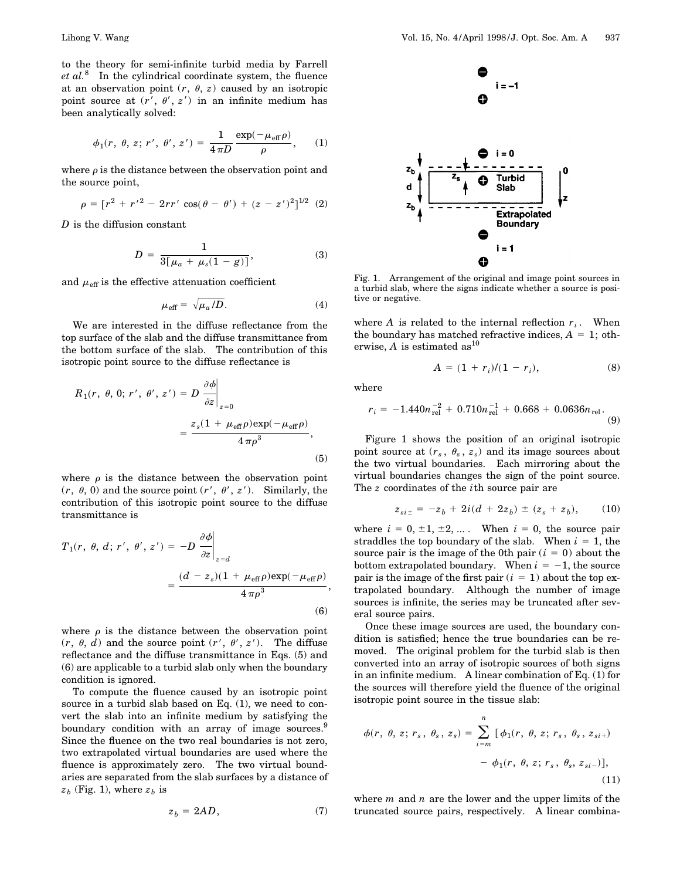to the theory for semi-infinite turbid media by Farrell *et al.*[8] In the cylindrical coordinate system, the fluence at an observation point $(r, \theta, z)$ caused by an isotropic point source at $(r', \theta', z')$ in an infinite medium has been analytically solved:

$$\phi_1(r, \theta, z; r', \theta', z') = \frac{1}{4\pi D} \frac{\exp(-\mu_{\text{eff}}\rho)}{\rho}, \tag{1}$$

where $\rho$ is the distance between the observation point and the source point,

$$\rho = [r^2 + r'^2 - 2rr' \cos(\theta - \theta') + (z - z')^2]^{1/2} \tag{2}$$

$D$ is the diffusion constant

$$D = \frac{1}{3[\mu_a + \mu_s(1 - g)]}, \tag{3}$$

and $\mu_{\text{eff}}$ is the effective attenuation coefficient

$$\mu_{\text{eff}} = \sqrt{\mu_a / D}. \tag{4}$$

We are interested in the diffuse reflectance from the top surface of the slab and the diffuse transmittance from the bottom surface of the slab. The contribution of this isotropic point source to the diffuse reflectance is

$$R_1(r, \theta, 0; r', \theta', z') = D \left.\frac{\partial \phi}{\partial z}\right|_{z=0} = \frac{z_s(1 + \mu_{\text{eff}}\rho)\exp(-\mu_{\text{eff}}\rho)}{4\pi\rho^3}, \tag{5}$$

where $\rho$ is the distance between the observation point $(r, \theta, 0)$ and the source point $(r', \theta', z')$. Similarly, the contribution of this isotropic point source to the diffuse transmittance is

$$T_1(r, \theta, d; r', \theta', z') = -D \left.\frac{\partial \phi}{\partial z}\right|_{z=d} = \frac{(d - z_s)(1 + \mu_{\text{eff}}\rho)\exp(-\mu_{\text{eff}}\rho)}{4\pi\rho^3}, \tag{6}$$

where $\rho$ is the distance between the observation point $(r, \theta, d)$ and the source point $(r', \theta', z')$. The diffuse reflectance and the diffuse transmittance in Eqs. (5) and (6) are applicable to a turbid slab only when the boundary condition is ignored.

To compute the fluence caused by an isotropic point source in a turbid slab based on Eq. (1), we need to convert the slab into an infinite medium by satisfying the boundary condition with an array of image sources.[9] Since the fluence on the two real boundaries is not zero, two extrapolated virtual boundaries are used where the fluence is approximately zero. The two virtual boundaries are separated from the slab surfaces by a distance of $z_b$ (Fig. 1), where $z_b$ is

$$z_b = 2AD, \tag{7}$$

Fig. 1. Arrangement of the original and image point sources in a turbid slab, where the signs indicate whether a source is positive or negative.

where $A$ is related to the internal reflection $r_i$. When the boundary has matched refractive indices, $A = 1$; otherwise, $A$ is estimated as[10]

$$A = (1 + r_i)/(1 - r_i), \tag{8}$$

where

$$r_i = -1.440 n_{\text{rel}}^{-2} + 0.710 n_{\text{rel}}^{-1} + 0.668 + 0.0636 n_{\text{rel}}. \tag{9}$$

Figure 1 shows the position of an original isotropic point source at $(r_s, \theta_s, z_s)$ and its image sources about the two virtual boundaries. Each mirroring about the virtual boundaries changes the sign of the point source. The $z$ coordinates of the $i$th source pair are

$$z_{si\pm} = -z_b + 2i(d + 2z_b) \pm (z_s + z_b), \tag{10}$$

where $i = 0, \pm 1, \pm 2, \ldots$. When $i = 0$, the source pair straddles the top boundary of the slab. When $i = 1$, the source pair is the image of the 0th pair ($i = 0$) about the bottom extrapolated boundary. When $i = -1$, the source pair is the image of the first pair ($i = 1$) about the top extrapolated boundary. Although the number of image sources is infinite, the series may be truncated after several source pairs.

Once these image sources are used, the boundary condition is satisfied; hence the true boundaries can be removed. The original problem for the turbid slab is then converted into an array of isotropic sources of both signs in an infinite medium. A linear combination of Eq. (1) for the sources will therefore yield the fluence of the original isotropic point source in the tissue slab:

$$\phi(r, \theta, z; r_s, \theta_s, z_s) = \sum_{i=m}^{n} [\phi_1(r, \theta, z; r_s, \theta_s, z_{si+}) - \phi_1(r, \theta, z; r_s, \theta_s, z_{si-})], \tag{11}$$

where $m$ and $n$ are the lower and the upper limits of the truncated source pairs, respectively. A linear combina-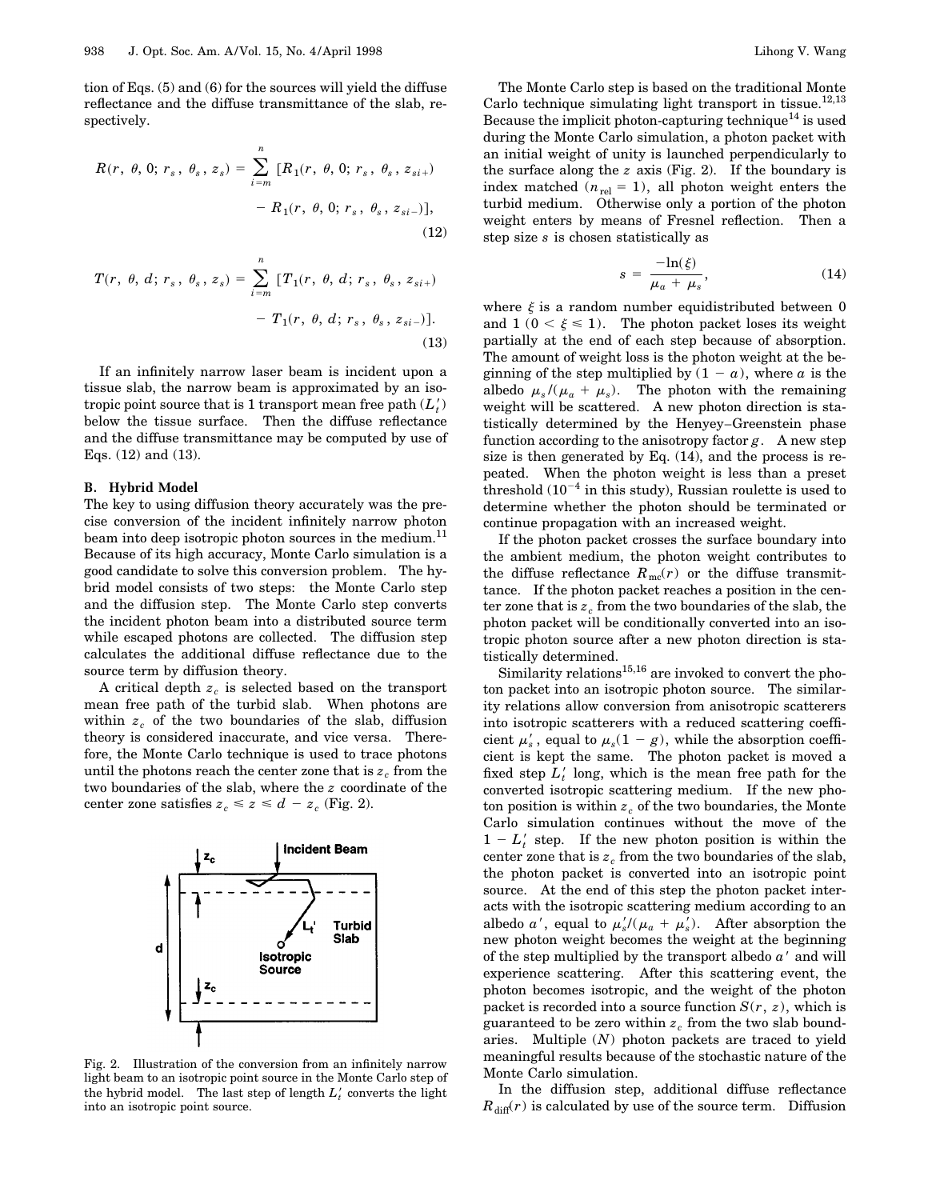tion of Eqs. (5) and (6) for the sources will yield the diffuse reflectance and the diffuse transmittance of the slab, respectively.

$$R(r,\ \theta,\ 0;\ r_s,\ \theta_s,\ z_s) = \sum_{i=m}^{n} [R_1(r,\ \theta,\ 0;\ r_s,\ \theta_s,\ z_{si+}) - R_1(r,\ \theta,\ 0;\ r_s,\ \theta_s,\ z_{si-})], \tag{12}$$

$$T(r,\ \theta,\ d;\ r_s,\ \theta_s,\ z_s) = \sum_{i=m}^{n} [T_1(r,\ \theta,\ d;\ r_s,\ \theta_s,\ z_{si+}) - T_1(r,\ \theta,\ d;\ r_s,\ \theta_s,\ z_{si-})]. \tag{13}$$

If an infinitely narrow laser beam is incident upon a tissue slab, the narrow beam is approximated by an isotropic point source that is 1 transport mean free path ($L_t'$) below the tissue surface. Then the diffuse reflectance and the diffuse transmittance may be computed by use of Eqs. (12) and (13).

### B. Hybrid Model

The key to using diffusion theory accurately was the precise conversion of the incident infinitely narrow photon beam into deep isotropic photon sources in the medium.[11] Because of its high accuracy, Monte Carlo simulation is a good candidate to solve this conversion problem. The hybrid model consists of two steps: the Monte Carlo step and the diffusion step. The Monte Carlo step converts the incident photon beam into a distributed source term while escaped photons are collected. The diffusion step calculates the additional diffuse reflectance due to the source term by diffusion theory.

A critical depth $z_c$ is selected based on the transport mean free path of the turbid slab. When photons are within $z_c$ of the two boundaries of the slab, diffusion theory is considered inaccurate, and vice versa. Therefore, the Monte Carlo technique is used to trace photons until the photons reach the center zone that is $z_c$ from the two boundaries of the slab, where the $z$ coordinate of the center zone satisfies $z_c \leqslant z \leqslant d - z_c$ (Fig. 2).

Incident Beam
$z_c$
$L_t'$
Turbid Slab
d
Isotropic Source
$z_c$

Fig. 2. Illustration of the conversion from an infinitely narrow light beam to an isotropic point source in the Monte Carlo step of the hybrid model. The last step of length $L_t'$ converts the light into an isotropic point source.

The Monte Carlo step is based on the traditional Monte Carlo technique simulating light transport in tissue.[12,13] Because the implicit photon-capturing technique[14] is used during the Monte Carlo simulation, a photon packet with an initial weight of unity is launched perpendicularly to the surface along the $z$ axis (Fig. 2). If the boundary is index matched ($n_{\text{rel}} = 1$), all photon weight enters the turbid medium. Otherwise only a portion of the photon weight enters by means of Fresnel reflection. Then a step size $s$ is chosen statistically as

$$s = \frac{-\ln(\xi)}{\mu_a + \mu_s}, \tag{14}$$

where $\xi$ is a random number equidistributed between 0 and 1 ($0 < \xi \leqslant 1$). The photon packet loses its weight partially at the end of each step because of absorption. The amount of weight loss is the photon weight at the beginning of the step multiplied by $(1 - a)$, where $a$ is the albedo $\mu_s/(\mu_a + \mu_s)$. The photon with the remaining weight will be scattered. A new photon direction is statistically determined by the Henyey–Greenstein phase function according to the anisotropy factor $g$. A new step size is then generated by Eq. (14), and the process is repeated. When the photon weight is less than a preset threshold ($10^{-4}$ in this study), Russian roulette is used to determine whether the photon should be terminated or continue propagation with an increased weight.

If the photon packet crosses the surface boundary into the ambient medium, the photon weight contributes to the diffuse reflectance $R_{\text{mc}}(r)$ or the diffuse transmittance. If the photon packet reaches a position in the center zone that is $z_c$ from the two boundaries of the slab, the photon packet will be conditionally converted into an isotropic photon source after a new photon direction is statistically determined.

Similarity relations[15,16] are invoked to convert the photon packet into an isotropic photon source. The similarity relations allow conversion from anisotropic scatterers into isotropic scatterers with a reduced scattering coefficient $\mu_s'$, equal to $\mu_s(1 - g)$, while the absorption coefficient is kept the same. The photon packet is moved a fixed step $L_t'$ long, which is the mean free path for the converted isotropic scattering medium. If the new photon position is within $z_c$ of the two boundaries, the Monte Carlo simulation continues without the move of the $1 - L_t'$ step. If the new photon position is within the center zone that is $z_c$ from the two boundaries of the slab, the photon packet is converted into an isotropic point source. At the end of this step the photon packet interacts with the isotropic scattering medium according to an albedo $a'$, equal to $\mu_s'/(\mu_a + \mu_s')$. After absorption the new photon weight becomes the weight at the beginning of the step multiplied by the transport albedo $a'$ and will experience scattering. After this scattering event, the photon becomes isotropic, and the weight of the photon packet is recorded into a source function $S(r, z)$, which is guaranteed to be zero within $z_c$ from the two slab boundaries. Multiple ($N$) photon packets are traced to yield meaningful results because of the stochastic nature of the Monte Carlo simulation.

In the diffusion step, additional diffuse reflectance $R_{\text{diff}}(r)$ is calculated by use of the source term. Diffusion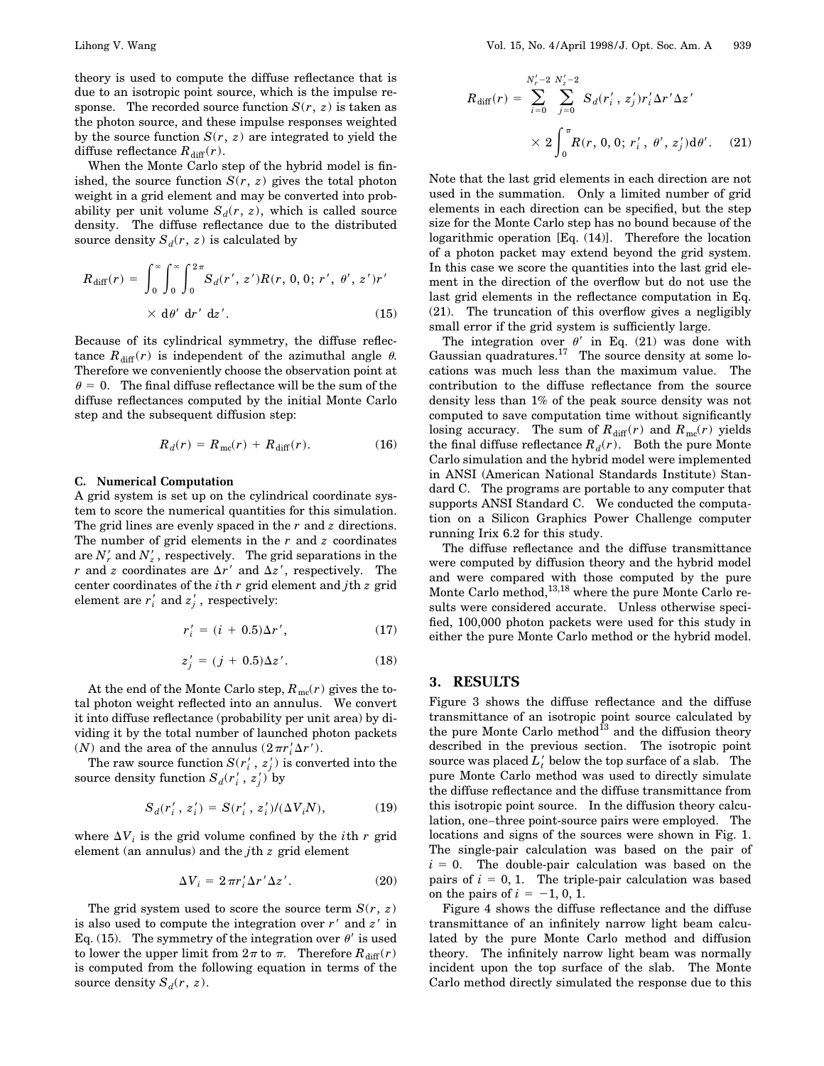theory is used to compute the diffuse reflectance that is due to an isotropic point source, which is the impulse response. The recorded source function $S(r, z)$ is taken as the photon source, and these impulse responses weighted by the source function $S(r, z)$ are integrated to yield the diffuse reflectance $R_{\mathrm{diff}}(r)$.

When the Monte Carlo step of the hybrid model is finished, the source function $S(r, z)$ gives the total photon weight in a grid element and may be converted into probability per unit volume $S_d(r, z)$, which is called source density. The diffuse reflectance due to the distributed source density $S_d(r, z)$ is calculated by

$$R_{\mathrm{diff}}(r) = \int_0^\infty \int_0^\infty \int_0^{2\pi} S_d(r', z')R(r, 0, 0; r', \theta', z')r' \times \mathrm{d}\theta' \,\mathrm{d}r' \,\mathrm{d}z'. \tag{15}$$

Because of its cylindrical symmetry, the diffuse reflectance $R_{\mathrm{diff}}(r)$ is independent of the azimuthal angle $\theta$. Therefore we conveniently choose the observation point at $\theta = 0$. The final diffuse reflectance will be the sum of the diffuse reflectances computed by the initial Monte Carlo step and the subsequent diffusion step:

$$R_d(r) = R_{\mathrm{mc}}(r) + R_{\mathrm{diff}}(r). \tag{16}$$

### C. Numerical Computation

A grid system is set up on the cylindrical coordinate system to score the numerical quantities for this simulation. The grid lines are evenly spaced in the $r$ and $z$ directions. The number of grid elements in the $r$ and $z$ coordinates are $N_r'$ and $N_z'$, respectively. The grid separations in the $r$ and $z$ coordinates are $\Delta r'$ and $\Delta z'$, respectively. The center coordinates of the $i$th $r$ grid element and $j$th $z$ grid element are $r_i'$ and $z_j'$, respectively:

$$r_i' = (i + 0.5)\Delta r', \tag{17}$$

$$z_j' = (j + 0.5)\Delta z'. \tag{18}$$

At the end of the Monte Carlo step, $R_{\mathrm{mc}}(r)$ gives the total photon weight reflected into an annulus. We convert it into diffuse reflectance (probability per unit area) by dividing it by the total number of launched photon packets ($N$) and the area of the annulus ($2\pi r_i' \Delta r'$).

The raw source function $S(r_i', z_j')$ is converted into the source density function $S_d(r_i', z_j')$ by

$$S_d(r_i', z_j') = S(r_i', z_j')/(\Delta V_i N), \tag{19}$$

where $\Delta V_i$ is the grid volume confined by the $i$th $r$ grid element (an annulus) and the $j$th $z$ grid element

$$\Delta V_i = 2\pi r_i' \Delta r' \Delta z'. \tag{20}$$

The grid system used to score the source term $S(r, z)$ is also used to compute the integration over $r'$ and $z'$ in Eq. (15). The symmetry of the integration over $\theta'$ is used to lower the upper limit from $2\pi$ to $\pi$. Therefore $R_{\mathrm{diff}}(r)$ is computed from the following equation in terms of the source density $S_d(r, z)$.

$$R_{\mathrm{diff}}(r) = \sum_{i=0}^{N_r'-2} \sum_{j=0}^{N_z'-2} S_d(r_i', z_j')r_i' \Delta r' \Delta z' \times 2\int_0^\pi R(r, 0, 0; r_i', \theta', z_j')\mathrm{d}\theta'. \tag{21}$$

Note that the last grid elements in each direction are not used in the summation. Only a limited number of grid elements in each direction can be specified, but the step size for the Monte Carlo step has no bound because of the logarithmic operation [Eq. (14)]. Therefore the location of a photon packet may extend beyond the grid system. In this case we score the quantities into the last grid element in the direction of the overflow but do not use the last grid elements in the reflectance computation in Eq. (21). The truncation of this overflow gives a negligibly small error if the grid system is sufficiently large.

The integration over $\theta'$ in Eq. (21) was done with Gaussian quadratures.[17] The source density at some locations was much less than the maximum value. The contribution to the diffuse reflectance from the source density less than 1% of the peak source density was not computed to save computation time without significantly losing accuracy. The sum of $R_{\mathrm{diff}}(r)$ and $R_{\mathrm{mc}}(r)$ yields the final diffuse reflectance $R_d(r)$. Both the pure Monte Carlo simulation and the hybrid model were implemented in ANSI (American National Standards Institute) Standard C. The programs are portable to any computer that supports ANSI Standard C. We conducted the computation on a Silicon Graphics Power Challenge computer running Irix 6.2 for this study.

The diffuse reflectance and the diffuse transmittance were computed by diffusion theory and the hybrid model and were compared with those computed by the pure Monte Carlo method,[13,18] where the pure Monte Carlo results were considered accurate. Unless otherwise specified, 100,000 photon packets were used for this study in either the pure Monte Carlo method or the hybrid model.

## 3. RESULTS

Figure 3 shows the diffuse reflectance and the diffuse transmittance of an isotropic point source calculated by the pure Monte Carlo method[13] and the diffusion theory described in the previous section. The isotropic point source was placed $L_t'$ below the top surface of a slab. The pure Monte Carlo method was used to directly simulate the diffuse reflectance and the diffuse transmittance from this isotropic point source. In the diffusion theory calculation, one–three point-source pairs were employed. The locations and signs of the sources were shown in Fig. 1. The single-pair calculation was based on the pair of $i = 0$. The double-pair calculation was based on the pairs of $i = 0, 1$. The triple-pair calculation was based on the pairs of $i = -1, 0, 1$.

Figure 4 shows the diffuse reflectance and the diffuse transmittance of an infinitely narrow light beam calculated by the pure Monte Carlo method and diffusion theory. The infinitely narrow light beam was normally incident upon the top surface of the slab. The Monte Carlo method directly simulated the response due to this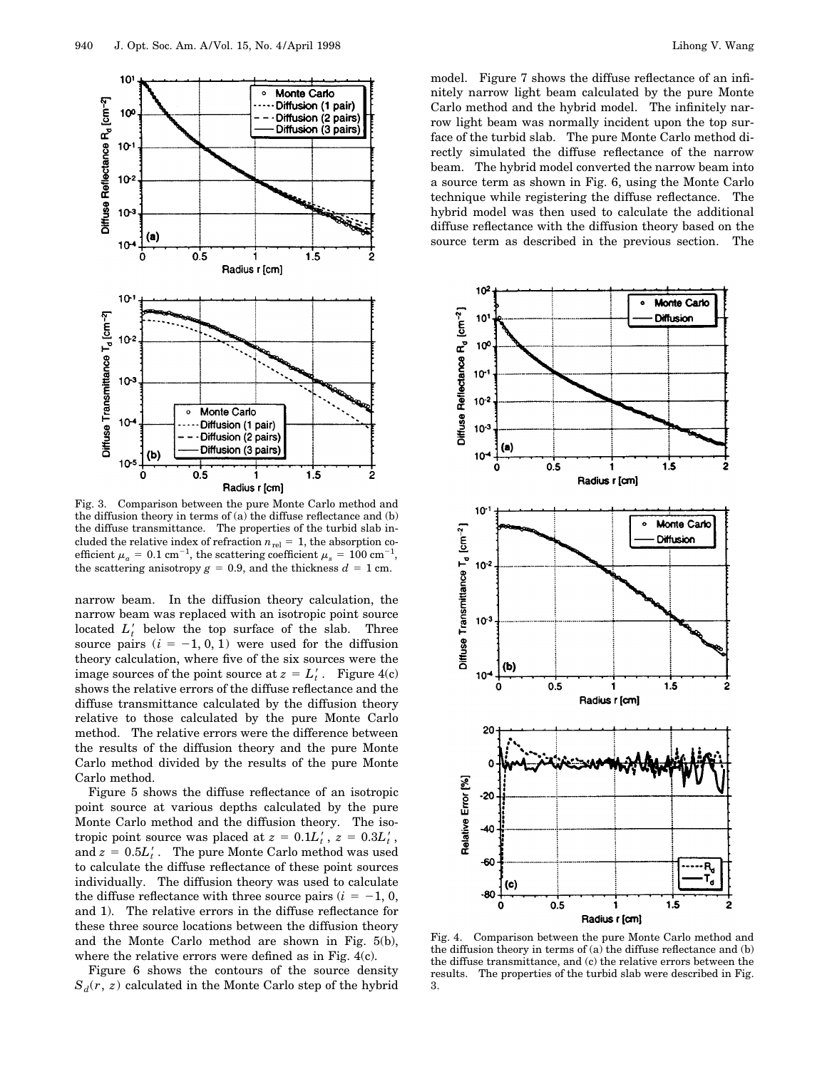Diffuse Reflectance $R_d$ [cm$^{-2}$]

Radius r [cm]

Monte Carlo
Diffusion (1 pair)
Diffusion (2 pairs)
Diffusion (3 pairs)

(a)

Diffuse Transmittance $T_d$ [cm$^{-2}$]

Radius r [cm]

Monte Carlo
Diffusion (1 pair)
Diffusion (2 pairs)
Diffusion (3 pairs)

(b)

Fig. 3. Comparison between the pure Monte Carlo method and the diffusion theory in terms of (a) the diffuse reflectance and (b) the diffuse transmittance. The properties of the turbid slab included the relative index of refraction $n_{\mathrm{rel}} = 1$, the absorption coefficient $\mu_a = 0.1\ \mathrm{cm}^{-1}$, the scattering coefficient $\mu_s = 100\ \mathrm{cm}^{-1}$, the scattering anisotropy $g = 0.9$, and the thickness $d = 1$ cm.

narrow beam. In the diffusion theory calculation, the narrow beam was replaced with an isotropic point source located $L_t'$ below the top surface of the slab. Three source pairs ($i = -1, 0, 1$) were used for the diffusion theory calculation, where five of the six sources were the image sources of the point source at $z = L_t'$. Figure 4(c) shows the relative errors of the diffuse reflectance and the diffuse transmittance calculated by the diffusion theory relative to those calculated by the pure Monte Carlo method. The relative errors were the difference between the results of the diffusion theory and the pure Monte Carlo method divided by the results of the pure Monte Carlo method.

Figure 5 shows the diffuse reflectance of an isotropic point source at various depths calculated by the pure Monte Carlo method and the diffusion theory. The isotropic point source was placed at $z = 0.1L_t'$, $z = 0.3L_t'$, and $z = 0.5L_t'$. The pure Monte Carlo method was used to calculate the diffuse reflectance of these point sources individually. The diffusion theory was used to calculate the diffuse reflectance with three source pairs ($i = -1$, 0, and 1). The relative errors in the diffuse reflectance for these three source locations between the diffusion theory and the Monte Carlo method are shown in Fig. 5(b), where the relative errors were defined as in Fig. 4(c).

Figure 6 shows the contours of the source density $S_d(r, z)$ calculated in the Monte Carlo step of the hybrid model. Figure 7 shows the diffuse reflectance of an infinitely narrow light beam calculated by the pure Monte Carlo method and the hybrid model. The infinitely narrow light beam was normally incident upon the top surface of the turbid slab. The pure Monte Carlo method directly simulated the diffuse reflectance of the narrow beam. The hybrid model converted the narrow beam into a source term as shown in Fig. 6, using the Monte Carlo technique while registering the diffuse reflectance. The hybrid model was then used to calculate the additional diffuse reflectance with the diffusion theory based on the source term as described in the previous section. The

Diffuse Reflectance $R_d$ [cm$^{-2}$]

Radius r [cm]

Monte Carlo
Diffusion

(a)

Diffuse Transmittance $T_d$ [cm$^{-2}$]

Radius r [cm]

Monte Carlo
Diffusion

(b)

Relative Error [%]

Radius r [cm]

$R_d$
$T_d$

(c)

Fig. 4. Comparison between the pure Monte Carlo method and the diffusion theory in terms of (a) the diffuse reflectance and (b) the diffuse transmittance, and (c) the relative errors between the results. The properties of the turbid slab were described in Fig. 3.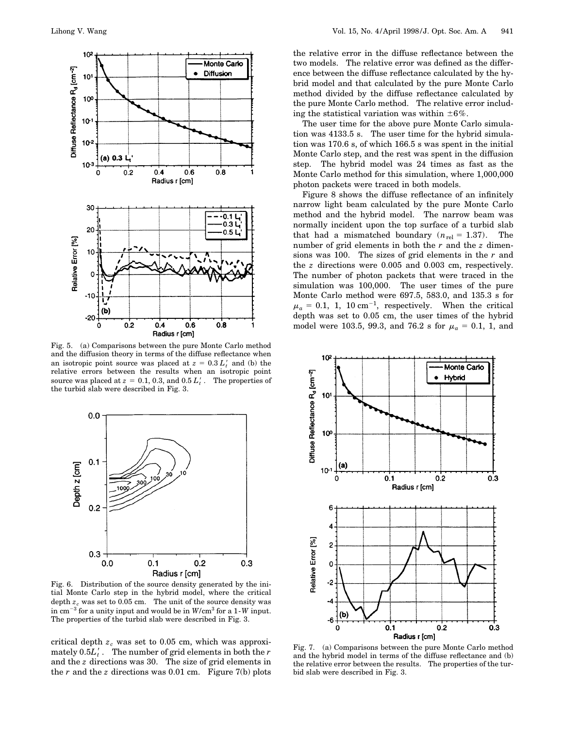(a) 0.3 L_t'

Diffuse Reflectance $R_d$ [cm$^{-2}$]

Radius r [cm]

Monte Carlo

Diffusion

Relative Error [%]

(b)

0.1 L_t'

0.3 L_t'

0.5 L_t'

Fig. 5. (a) Comparisons between the pure Monte Carlo method and the diffusion theory in terms of the diffuse reflectance when an isotropic point source was placed at $z = 0.3\,L_t'$ and (b) the relative errors between the results when an isotropic point source was placed at $z = 0.1$, 0.3, and $0.5\,L_t'$. The properties of the turbid slab were described in Fig. 3.

Depth z [cm]

Radius r [cm]

1000

300

100

30

10

Fig. 6. Distribution of the source density generated by the initial Monte Carlo step in the hybrid model, where the critical depth $z_c$ was set to 0.05 cm. The unit of the source density was in cm$^{-3}$ for a unity input and would be in W/cm$^3$ for a 1-W input. The properties of the turbid slab were described in Fig. 3.

critical depth $z_c$ was set to 0.05 cm, which was approximately $0.5L_t'$. The number of grid elements in both the $r$ and the $z$ directions was 30. The size of grid elements in the $r$ and the $z$ directions was 0.01 cm. Figure 7(b) plots the relative error in the diffuse reflectance between the two models. The relative error was defined as the difference between the diffuse reflectance calculated by the hybrid model and that calculated by the pure Monte Carlo method divided by the diffuse reflectance calculated by the pure Monte Carlo method. The relative error including the statistical variation was within $\pm 6\%$.

The user time for the above pure Monte Carlo simulation was 4133.5 s. The user time for the hybrid simulation was 170.6 s, of which 166.5 s was spent in the initial Monte Carlo step, and the rest was spent in the diffusion step. The hybrid model was 24 times as fast as the Monte Carlo method for this simulation, where 1,000,000 photon packets were traced in both models.

Figure 8 shows the diffuse reflectance of an infinitely narrow light beam calculated by the pure Monte Carlo method and the hybrid model. The narrow beam was normally incident upon the top surface of a turbid slab that had a mismatched boundary ($n_{\mathrm{rel}} = 1.37$). The number of grid elements in both the $r$ and the $z$ dimensions was 100. The sizes of grid elements in the $r$ and the $z$ directions were 0.005 and 0.003 cm, respectively. The number of photon packets that were traced in the simulation was 100,000. The user times of the pure Monte Carlo method were 697.5, 583.0, and 135.3 s for $\mu_a = 0.1$, 1, 10 cm$^{-1}$, respectively. When the critical depth was set to 0.05 cm, the user times of the hybrid model were 103.5, 99.3, and 76.2 s for $\mu_a = 0.1$, 1, and

Diffuse Reflectance $R_d$ [cm$^{-2}$]

(a)

Radius r [cm]

Monte Carlo

Hybrid

Relative Error [%]

(b)

Fig. 7. (a) Comparisons between the pure Monte Carlo method and the hybrid model in terms of the diffuse reflectance and (b) the relative error between the results. The properties of the turbid slab were described in Fig. 3.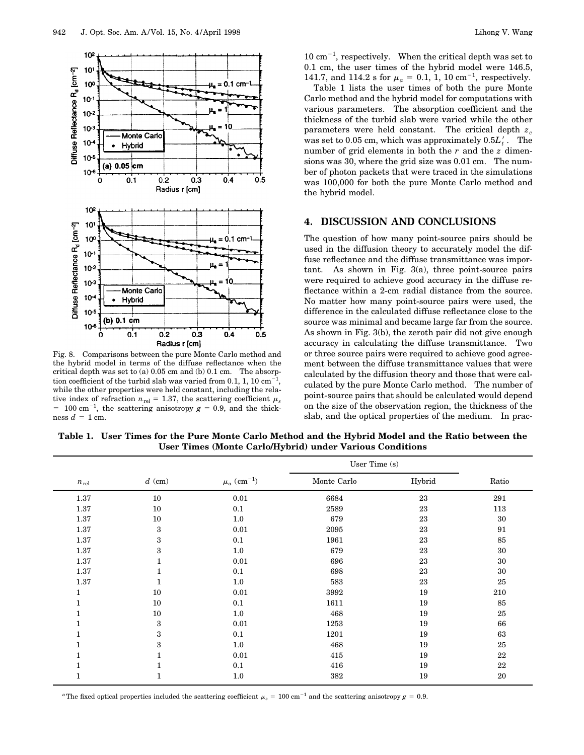102
101
100
10-1
10-2
10-3
10-4
10-5
10-6
Diffuse Reflectance $R_d$ [cm$^{-2}$]
$\mu_a$ = 0.1 cm$^{-1}$
$\mu_a$ = 1
$\mu_a$ = 10
Monte Carlo
Hybrid
(a) 0.05 cm
0 0.1 0.2 0.3 0.4 0.5
Radius r [cm]

102
101
100
10-1
10-2
10-3
10-4
10-5
10-6
Diffuse Reflectance $R_d$ [cm$^{-2}$]
$\mu_a$ = 0.1 cm$^{-1}$
$\mu_a$ = 1
$\mu_a$ = 10
Monte Carlo
Hybrid
(b) 0.1 cm
0 0.1 0.2 0.3 0.4 0.5
Radius r [cm]

Fig. 8. Comparisons between the pure Monte Carlo method and the hybrid model in terms of the diffuse reflectance when the critical depth was set to (a) 0.05 cm and (b) 0.1 cm. The absorption coefficient of the turbid slab was varied from 0.1, 1, 10 cm$^{-1}$, while the other properties were held constant, including the relative index of refraction $n_{\text{rel}} = 1.37$, the scattering coefficient $\mu_s = 100\ \text{cm}^{-1}$, the scattering anisotropy $g = 0.9$, and the thickness $d = 1$ cm.

10 cm$^{-1}$, respectively. When the critical depth was set to 0.1 cm, the user times of the hybrid model were 146.5, 141.7, and 114.2 s for $\mu_a = 0.1, 1, 10\ \text{cm}^{-1}$, respectively.

Table 1 lists the user times of both the pure Monte Carlo method and the hybrid model for computations with various parameters. The absorption coefficient and the thickness of the turbid slab were varied while the other parameters were held constant. The critical depth $z_c$ was set to 0.05 cm, which was approximately $0.5L_t'$. The number of grid elements in both the $r$ and the $z$ dimensions was 30, where the grid size was 0.01 cm. The number of photon packets that were traced in the simulations was 100,000 for both the pure Monte Carlo method and the hybrid model.

## 4. DISCUSSION AND CONCLUSIONS

The question of how many point-source pairs should be used in the diffusion theory to accurately model the diffuse reflectance and the diffuse transmittance was important. As shown in Fig. 3(a), three point-source pairs were required to achieve good accuracy in the diffuse reflectance within a 2-cm radial distance from the source. No matter how many point-source pairs were used, the difference in the calculated diffuse reflectance close to the source was minimal and became large far from the source. As shown in Fig. 3(b), the zeroth pair did not give enough accuracy in calculating the diffuse transmittance. Two or three source pairs were required to achieve good agreement between the diffuse transmittance values that were calculated by the diffusion theory and those that were calculated by the pure Monte Carlo method. The number of point-source pairs that should be calculated would depend on the size of the observation region, the thickness of the slab, and the optical properties of the medium. In prac-

**Table 1. User Times for the Pure Monte Carlo Method and the Hybrid Model and the Ratio between the User Times (Monte Carlo/Hybrid) under Various Conditions**

| | | | User Time (s) | | |
|---|---|---|---|---|---|
| $n_{\text{rel}}$ | $d$ (cm) | $\mu_a$ (cm$^{-1}$) | Monte Carlo | Hybrid | Ratio |
| 1.37 | 10 | 0.01 | 6684 | 23 | 291 |
| 1.37 | 10 | 0.1 | 2589 | 23 | 113 |
| 1.37 | 10 | 1.0 | 679 | 23 | 30 |
| 1.37 | 3 | 0.01 | 2095 | 23 | 91 |
| 1.37 | 3 | 0.1 | 1961 | 23 | 85 |
| 1.37 | 3 | 1.0 | 679 | 23 | 30 |
| 1.37 | 1 | 0.01 | 696 | 23 | 30 |
| 1.37 | 1 | 0.1 | 698 | 23 | 30 |
| 1.37 | 1 | 1.0 | 583 | 23 | 25 |
| 1 | 10 | 0.01 | 3992 | 19 | 210 |
| 1 | 10 | 0.1 | 1611 | 19 | 85 |
| 1 | 10 | 1.0 | 468 | 19 | 25 |
| 1 | 3 | 0.01 | 1253 | 19 | 66 |
| 1 | 3 | 0.1 | 1201 | 19 | 63 |
| 1 | 3 | 1.0 | 468 | 19 | 25 |
| 1 | 1 | 0.01 | 415 | 19 | 22 |
| 1 | 1 | 0.1 | 416 | 19 | 22 |
| 1 | 1 | 1.0 | 382 | 19 | 20 |

[a] The fixed optical properties included the scattering coefficient $\mu_s = 100\ \text{cm}^{-1}$ and the scattering anisotropy $g = 0.9$.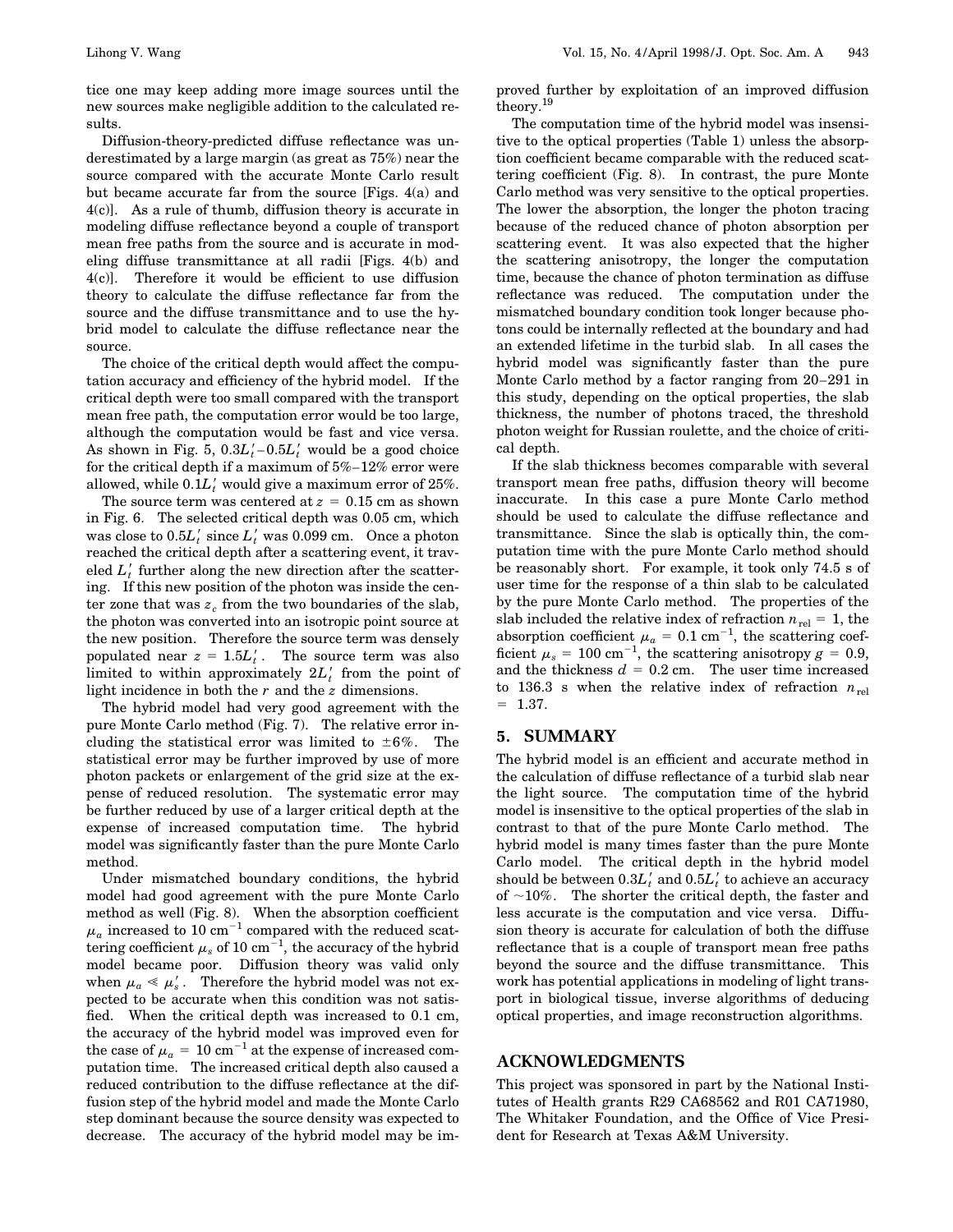tice one may keep adding more image sources until the new sources make negligible addition to the calculated results.

Diffusion-theory-predicted diffuse reflectance was underestimated by a large margin (as great as 75%) near the source compared with the accurate Monte Carlo result but became accurate far from the source [Figs. 4(a) and 4(c)]. As a rule of thumb, diffusion theory is accurate in modeling diffuse reflectance beyond a couple of transport mean free paths from the source and is accurate in modeling diffuse transmittance at all radii [Figs. 4(b) and 4(c)]. Therefore it would be efficient to use diffusion theory to calculate the diffuse reflectance far from the source and the diffuse transmittance and to use the hybrid model to calculate the diffuse reflectance near the source.

The choice of the critical depth would affect the computation accuracy and efficiency of the hybrid model. If the critical depth were too small compared with the transport mean free path, the computation error would be too large, although the computation would be fast and vice versa. As shown in Fig. 5, $0.3L_t'$–$0.5L_t'$ would be a good choice for the critical depth if a maximum of 5%–12% error were allowed, while $0.1L_t'$ would give a maximum error of 25%.

The source term was centered at $z = 0.15$ cm as shown in Fig. 6. The selected critical depth was 0.05 cm, which was close to $0.5L_t'$ since $L_t'$ was 0.099 cm. Once a photon reached the critical depth after a scattering event, it traveled $L_t'$ further along the new direction after the scattering. If this new position of the photon was inside the center zone that was $z_c$ from the two boundaries of the slab, the photon was converted into an isotropic point source at the new position. Therefore the source term was densely populated near $z = 1.5L_t'$. The source term was also limited to within approximately $2L_t'$ from the point of light incidence in both the $r$ and the $z$ dimensions.

The hybrid model had very good agreement with the pure Monte Carlo method (Fig. 7). The relative error including the statistical error was limited to $\pm 6\%$. The statistical error may be further improved by use of more photon packets or enlargement of the grid size at the expense of reduced resolution. The systematic error may be further reduced by use of a larger critical depth at the expense of increased computation time. The hybrid model was significantly faster than the pure Monte Carlo method.

Under mismatched boundary conditions, the hybrid model had good agreement with the pure Monte Carlo method as well (Fig. 8). When the absorption coefficient $\mu_a$ increased to 10 $\text{cm}^{-1}$ compared with the reduced scattering coefficient $\mu_s$ of 10 $\text{cm}^{-1}$, the accuracy of the hybrid model became poor. Diffusion theory was valid only when $\mu_a \ll \mu_s'$. Therefore the hybrid model was not expected to be accurate when this condition was not satisfied. When the critical depth was increased to 0.1 cm, the accuracy of the hybrid model was improved even for the case of $\mu_a = 10\ \text{cm}^{-1}$ at the expense of increased computation time. The increased critical depth also caused a reduced contribution to the diffuse reflectance at the diffusion step of the hybrid model and made the Monte Carlo step dominant because the source density was expected to decrease. The accuracy of the hybrid model may be improved further by exploitation of an improved diffusion theory.[19]

The computation time of the hybrid model was insensitive to the optical properties (Table 1) unless the absorption coefficient became comparable with the reduced scattering coefficient (Fig. 8). In contrast, the pure Monte Carlo method was very sensitive to the optical properties. The lower the absorption, the longer the photon tracing because of the reduced chance of photon absorption per scattering event. It was also expected that the higher the scattering anisotropy, the longer the computation time, because the chance of photon termination as diffuse reflectance was reduced. The computation under the mismatched boundary condition took longer because photons could be internally reflected at the boundary and had an extended lifetime in the turbid slab. In all cases the hybrid model was significantly faster than the pure Monte Carlo method by a factor ranging from 20–291 in this study, depending on the optical properties, the slab thickness, the number of photons traced, the threshold photon weight for Russian roulette, and the choice of critical depth.

If the slab thickness becomes comparable with several transport mean free paths, diffusion theory will become inaccurate. In this case a pure Monte Carlo method should be used to calculate the diffuse reflectance and transmittance. Since the slab is optically thin, the computation time with the pure Monte Carlo method should be reasonably short. For example, it took only 74.5 s of user time for the response of a thin slab to be calculated by the pure Monte Carlo method. The properties of the slab included the relative index of refraction $n_{\text{rel}} = 1$, the absorption coefficient $\mu_a = 0.1\ \text{cm}^{-1}$, the scattering coefficient $\mu_s = 100\ \text{cm}^{-1}$, the scattering anisotropy $g = 0.9$, and the thickness $d = 0.2$ cm. The user time increased to 136.3 s when the relative index of refraction $n_{\text{rel}} = 1.37$.

## 5. SUMMARY

The hybrid model is an efficient and accurate method in the calculation of diffuse reflectance of a turbid slab near the light source. The computation time of the hybrid model is insensitive to the optical properties of the slab in contrast to that of the pure Monte Carlo method. The hybrid model is many times faster than the pure Monte Carlo model. The critical depth in the hybrid model should be between $0.3L_t'$ and $0.5L_t'$ to achieve an accuracy of $\sim 10\%$. The shorter the critical depth, the faster and less accurate is the computation and vice versa. Diffusion theory is accurate for calculation of both the diffuse reflectance that is a couple of transport mean free paths beyond the source and the diffuse transmittance. This work has potential applications in modeling of light transport in biological tissue, inverse algorithms of deducing optical properties, and image reconstruction algorithms.

## ACKNOWLEDGMENTS

This project was sponsored in part by the National Institutes of Health grants R29 CA68562 and R01 CA71980, The Whitaker Foundation, and the Office of Vice President for Research at Texas A&M University.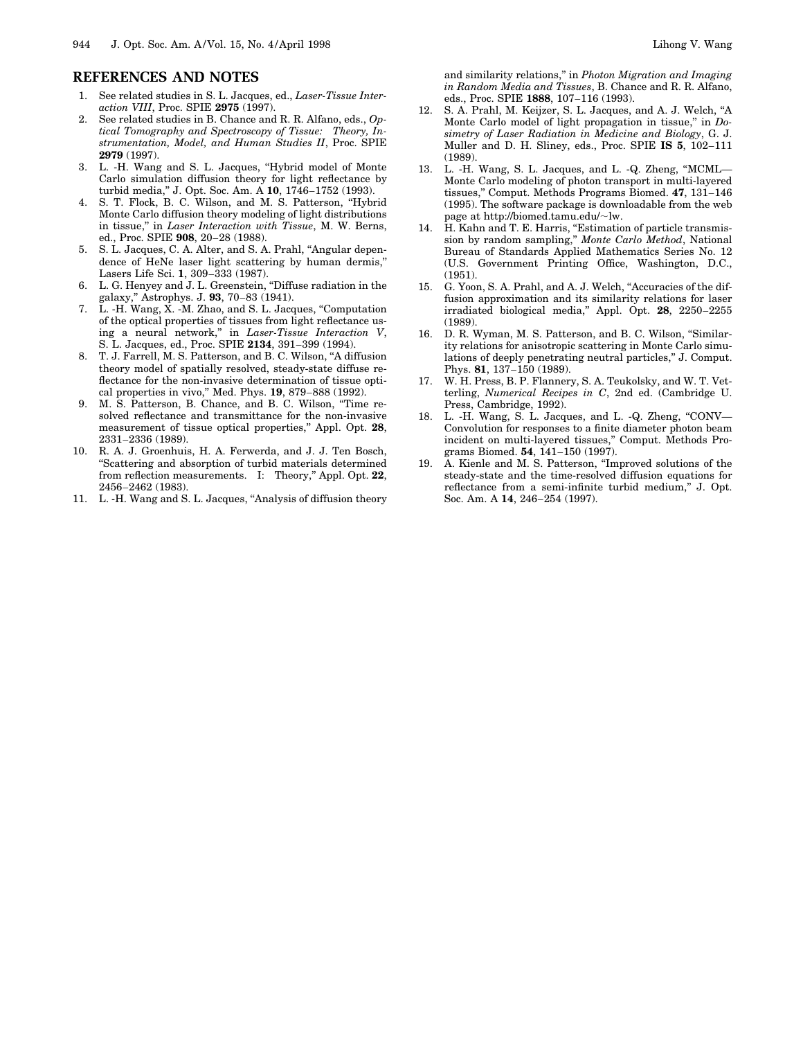## REFERENCES AND NOTES

1. See related studies in S. L. Jacques, ed., *Laser-Tissue Interaction VIII*, Proc. SPIE **2975** (1997).
2. See related studies in B. Chance and R. R. Alfano, eds., *Optical Tomography and Spectroscopy of Tissue: Theory, Instrumentation, Model, and Human Studies II*, Proc. SPIE **2979** (1997).
3. L. -H. Wang and S. L. Jacques, "Hybrid model of Monte Carlo simulation diffusion theory for light reflectance by turbid media," J. Opt. Soc. Am. A **10**, 1746–1752 (1993).
4. S. T. Flock, B. C. Wilson, and M. S. Patterson, "Hybrid Monte Carlo diffusion theory modeling of light distributions in tissue," in *Laser Interaction with Tissue*, M. W. Berns, ed., Proc. SPIE **908**, 20–28 (1988).
5. S. L. Jacques, C. A. Alter, and S. A. Prahl, "Angular dependence of HeNe laser light scattering by human dermis," Lasers Life Sci. **1**, 309–333 (1987).
6. L. G. Henyey and J. L. Greenstein, "Diffuse radiation in the galaxy," Astrophys. J. **93**, 70–83 (1941).
7. L. -H. Wang, X. -M. Zhao, and S. L. Jacques, "Computation of the optical properties of tissues from light reflectance using a neural network," in *Laser-Tissue Interaction V*, S. L. Jacques, ed., Proc. SPIE **2134**, 391–399 (1994).
8. T. J. Farrell, M. S Patterson, and B. C. Wilson, "A diffusion theory model of spatially resolved, steady-state diffuse reflectance for the non-invasive determination of tissue optical properties in vivo," Med. Phys. **19**, 879–888 (1992).
9. M. S. Patterson, B. Chance, and B. C. Wilson, "Time resolved reflectance and transmittance for the non-invasive measurement of tissue optical properties," Appl. Opt. **28**, 2331–2336 (1989).
10. R. A. J. Groenhuis, H. A. Ferwerda, and J. J. Ten Bosch, "Scattering and absorption of turbid materials determined from reflection measurements. I: Theory," Appl. Opt. **22**, 2456–2462 (1983).
11. L. -H. Wang and S. L. Jacques, "Analysis of diffusion theory and similarity relations," in *Photon Migration and Imaging in Random Media and Tissues*, B. Chance and R. R. Alfano, eds., Proc. SPIE **1888**, 107–116 (1993).
12. S. A. Prahl, M. Keijzer, S. L. Jacques, and A. J. Welch, "A Monte Carlo model of light propagation in tissue," in *Dosimetry of Laser Radiation in Medicine and Biology*, G. J. Muller and D. H. Sliney, eds., Proc. SPIE **IS 5**, 102–111 (1989).
13. L. -H. Wang, S. L. Jacques, and L. -Q. Zheng, "MCML—Monte Carlo modeling of photon transport in multi-layered tissues," Comput. Methods Programs Biomed. **47**, 131–146 (1995). The software package is downloadable from the web page at http://biomed.tamu.edu/~lw.
14. H. Kahn and T. E. Harris, "Estimation of particle transmission by random sampling," *Monte Carlo Method*, National Bureau of Standards Applied Mathematics Series No. 12 (U.S. Government Printing Office, Washington, D.C., (1951).
15. G. Yoon, S. A. Prahl, and A. J. Welch, "Accuracies of the diffusion approximation and its similarity relations for laser irradiated biological media," Appl. Opt. **28**, 2250–2255 (1989).
16. D. R. Wyman, M. S. Patterson, and B. C. Wilson, "Similarity relations for anisotropic scattering in Monte Carlo simulations of deeply penetrating neutral particles," J. Comput. Phys. **81**, 137–150 (1989).
17. W. H. Press, B. P. Flannery, S. A. Teukolsky, and W. T. Vetterling, *Numerical Recipes in C*, 2nd ed. (Cambridge U. Press, Cambridge, 1992).
18. L. -H. Wang, S. L. Jacques, and L. -Q. Zheng, "CONV—Convolution for responses to a finite diameter photon beam incident on multi-layered tissues," Comput. Methods Programs Biomed. **54**, 141–150 (1997).
19. A. Kienle and M. S. Patterson, "Improved solutions of the steady-state and the time-resolved diffusion equations for reflectance from a semi-infinite turbid medium," J. Opt. Soc. Am. A **14**, 246–254 (1997).